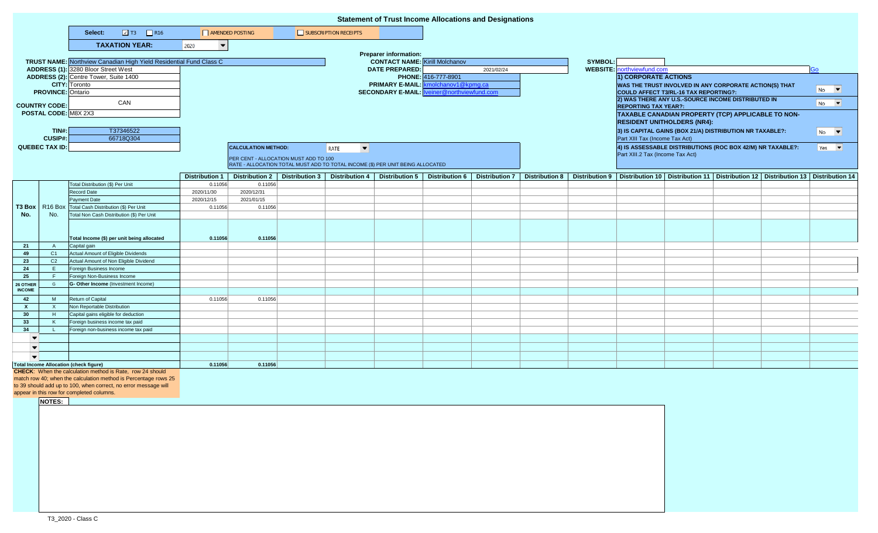# Statement of Trust Income Allocations and Designations

**Select:** ☑ T3 ☐ R16 ☐ AMENDED POSTING ☐ SUBSCRIPTION RECEIPTS

**TAXATION YEAR:** 2020

**TRUST NAME:** Northview Canadian High Yield Residential Fund Class C
**ADDRESS (1):** 3280 Bloor Street West
**ADDRESS (2):** Centre Tower, Suite 1400
**CITY:** Toronto
**PROVINCE:** Ontario
**COUNTRY CODE:** CAN
**POSTAL CODE:** M8X 2X3

**TIN#:** T37346522
**CUSIP#:** 66718Q304
**QUEBEC TAX ID:**

**Preparer information:**
**CONTACT NAME:** Kirill Molchanov
**DATE PREPARED:** 2021/02/24
**PHONE:** 416-777-8901
**PRIMARY E-MAIL:** kmolchanov1@kpmg.ca
**SECONDARY E-MAIL:** lveiner@northviewfund.com

**SYMBOL:**
**WEBSITE:** northviewfund.com Go

**1) CORPORATE ACTIONS**
**WAS THE TRUST INVOLVED IN ANY CORPORATE ACTION(S) THAT COULD AFFECT T3/RL-16 TAX REPORTING?:** No
**2) WAS THERE ANY U.S.-SOURCE INCOME DISTRIBUTED IN REPORTING TAX YEAR?:** No
**TAXABLE CANADIAN PROPERTY (TCP) APPLICABLE TO NON-RESIDENT UNITHOLDERS (NR4):**
**3) IS CAPITAL GAINS (BOX 21/A) DISTRIBUTION NR TAXABLE?:** No
Part XIII Tax (Income Tax Act)
**4) IS ASSESSABLE DISTRIBUTIONS (ROC BOX 42/M) NR TAXABLE?:** Yes
Part XIII.2 Tax (Income Tax Act)

**CALCULATION METHOD:** RATE
PER CENT - ALLOCATION MUST ADD TO 100
RATE - ALLOCATION TOTAL MUST ADD TO TOTAL INCOME ($) PER UNIT BEING ALLOCATED

| T3 Box No. | R16 Box No. | | Distribution 1 | Distribution 2 | Distribution 3 | Distribution 4 | Distribution 5 | Distribution 6 | Distribution 7 | Distribution 8 | Distribution 9 | Distribution 10 | Distribution 11 | Distribution 12 | Distribution 13 | Distribution 14 |
|---|---|---|---|---|---|---|---|---|---|---|---|---|---|---|---|---|
| | | Total Distribution ($) Per Unit | 0.11056 | 0.11056 | | | | | | | | | | | | |
| | | Record Date | 2020/11/30 | 2020/12/31 | | | | | | | | | | | | |
| | | Payment Date | 2020/12/15 | 2021/01/15 | | | | | | | | | | | | |
| | | Total Cash Distribution ($) Per Unit | 0.11056 | 0.11056 | | | | | | | | | | | | |
| | | Total Non Cash Distribution ($) Per Unit | | | | | | | | | | | | | | |
| | | **Total Income ($) per unit being allocated** | **0.11056** | **0.11056** | | | | | | | | | | | | |
| 21 | A | Capital gain | | | | | | | | | | | | | | |
| 49 | C1 | Actual Amount of Eligible Dividends | | | | | | | | | | | | | | |
| 23 | C2 | Actual Amount of Non Eligible Dividend | | | | | | | | | | | | | | |
| 24 | E | Foreign Business Income | | | | | | | | | | | | | | |
| 25 | F | Foreign Non-Business Income | | | | | | | | | | | | | | |
| 26 OTHER INCOME | G | **G- Other Income** (Investment Income) | | | | | | | | | | | | | | |
| 42 | M | Return of Capital | 0.11056 | 0.11056 | | | | | | | | | | | | |
| X | X | Non Reportable Distribution | | | | | | | | | | | | | | |
| 30 | H | Capital gains eligible for deduction | | | | | | | | | | | | | | |
| 33 | K | Foreign business income tax paid | | | | | | | | | | | | | | |
| 34 | L | Foreign non-business income tax paid | | | | | | | | | | | | | | |
| **Total Income Allocation (check figure)** | | | **0.11056** | **0.11056** | | | | | | | | | | | | |

**CHECK**: When the calculation method is Rate, row 24 should match row 40; when the calculation method is Percentage rows 25 to 39 should add up to 100, when correct, no error message will appear in this row for completed columns.

**NOTES:**

T3_2020 - Class C